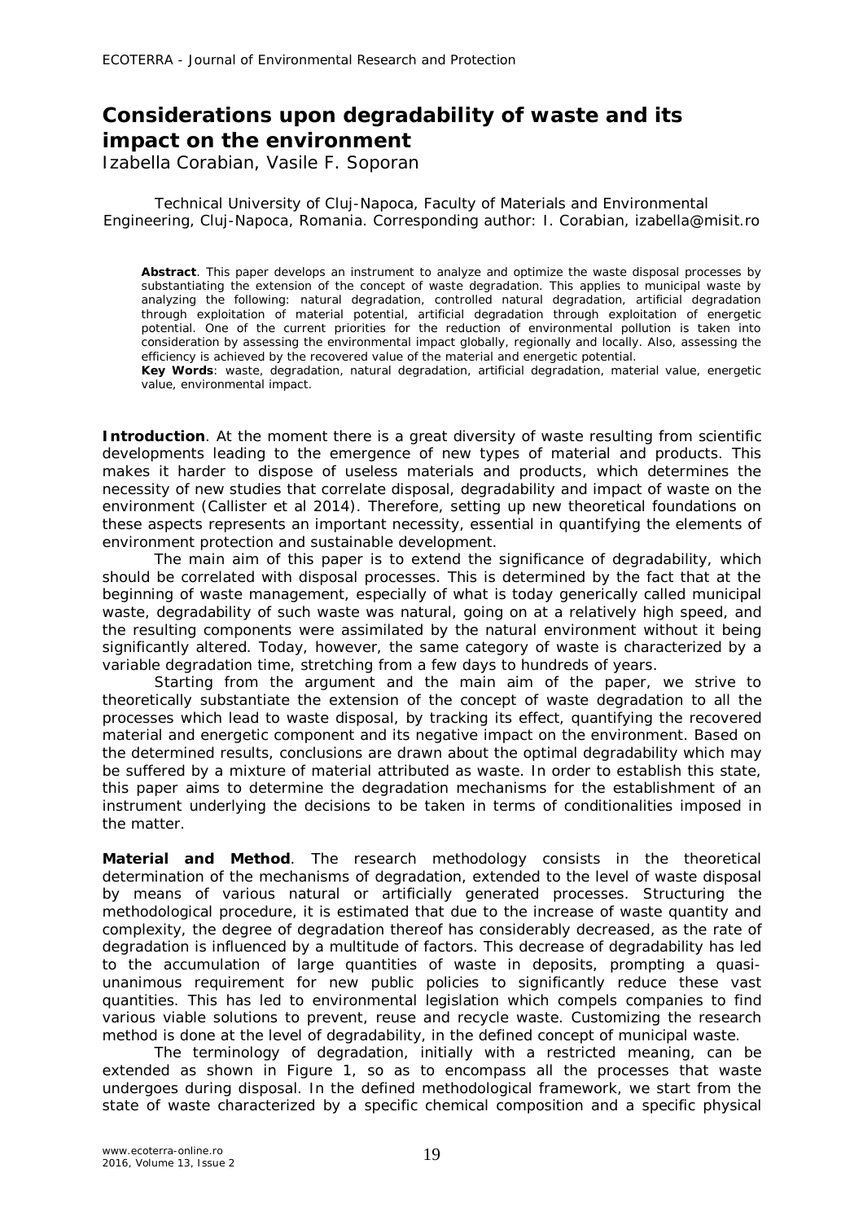# Considerations upon degradability of waste and its impact on the environment

Izabella Corabian, Vasile F. Soporan

Technical University of Cluj-Napoca, Faculty of Materials and Environmental Engineering, Cluj-Napoca, Romania. Corresponding author: I. Corabian, izabella@misit.ro

**Abstract**. This paper develops an instrument to analyze and optimize the waste disposal processes by substantiating the extension of the concept of waste degradation. This applies to municipal waste by analyzing the following: natural degradation, controlled natural degradation, artificial degradation through exploitation of material potential, artificial degradation through exploitation of energetic potential. One of the current priorities for the reduction of environmental pollution is taken into consideration by assessing the environmental impact globally, regionally and locally. Also, assessing the efficiency is achieved by the recovered value of the material and energetic potential.

**Key Words**: waste, degradation, natural degradation, artificial degradation, material value, energetic value, environmental impact.

**Introduction**. At the moment there is a great diversity of waste resulting from scientific developments leading to the emergence of new types of material and products. This makes it harder to dispose of useless materials and products, which determines the necessity of new studies that correlate disposal, degradability and impact of waste on the environment (Callister et al 2014). Therefore, setting up new theoretical foundations on these aspects represents an important necessity, essential in quantifying the elements of environment protection and sustainable development.

The main aim of this paper is to extend the significance of degradability, which should be correlated with disposal processes. This is determined by the fact that at the beginning of waste management, especially of what is today generically called municipal waste, degradability of such waste was natural, going on at a relatively high speed, and the resulting components were assimilated by the natural environment without it being significantly altered. Today, however, the same category of waste is characterized by a variable degradation time, stretching from a few days to hundreds of years.

Starting from the argument and the main aim of the paper, we strive to theoretically substantiate the extension of the concept of waste degradation to all the processes which lead to waste disposal, by tracking its effect, quantifying the recovered material and energetic component and its negative impact on the environment. Based on the determined results, conclusions are drawn about the optimal degradability which may be suffered by a mixture of material attributed as waste. In order to establish this state, this paper aims to determine the degradation mechanisms for the establishment of an instrument underlying the decisions to be taken in terms of conditionalities imposed in the matter.

**Material and Method**. The research methodology consists in the theoretical determination of the mechanisms of degradation, extended to the level of waste disposal by means of various natural or artificially generated processes. Structuring the methodological procedure, it is estimated that due to the increase of waste quantity and complexity, the degree of degradation thereof has considerably decreased, as the rate of degradation is influenced by a multitude of factors. This decrease of degradability has led to the accumulation of large quantities of waste in deposits, prompting a quasi-unanimous requirement for new public policies to significantly reduce these vast quantities. This has led to environmental legislation which compels companies to find various viable solutions to prevent, reuse and recycle waste. Customizing the research method is done at the level of degradability, in the defined concept of municipal waste.

The terminology of degradation, initially with a restricted meaning, can be extended as shown in Figure 1, so as to encompass all the processes that waste undergoes during disposal. In the defined methodological framework, we start from the state of waste characterized by a specific chemical composition and a specific physical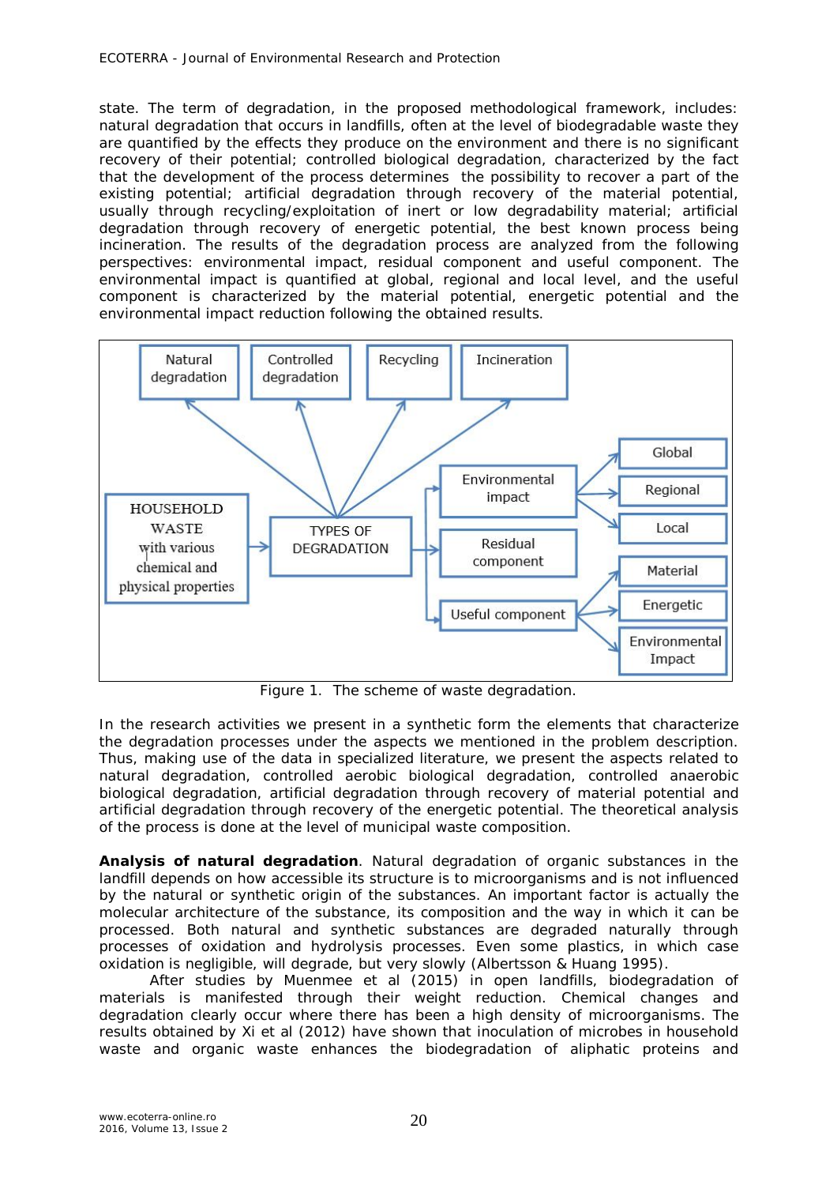state. The term of degradation, in the proposed methodological framework, includes: natural degradation that occurs in landfills, often at the level of biodegradable waste they are quantified by the effects they produce on the environment and there is no significant recovery of their potential; controlled biological degradation, characterized by the fact that the development of the process determines the possibility to recover a part of the existing potential; artificial degradation through recovery of the material potential, usually through recycling/exploitation of inert or low degradability material; artificial degradation through recovery of energetic potential, the best known process being incineration. The results of the degradation process are analyzed from the following perspectives: environmental impact, residual component and useful component. The environmental impact is quantified at global, regional and local level, and the useful component is characterized by the material potential, energetic potential and the environmental impact reduction following the obtained results.

Figure 1. The scheme of waste degradation.

In the research activities we present in a synthetic form the elements that characterize the degradation processes under the aspects we mentioned in the problem description. Thus, making use of the data in specialized literature, we present the aspects related to natural degradation, controlled aerobic biological degradation, controlled anaerobic biological degradation, artificial degradation through recovery of material potential and artificial degradation through recovery of the energetic potential. The theoretical analysis of the process is done at the level of municipal waste composition.

**Analysis of natural degradation**. Natural degradation of organic substances in the landfill depends on how accessible its structure is to microorganisms and is not influenced by the natural or synthetic origin of the substances. An important factor is actually the molecular architecture of the substance, its composition and the way in which it can be processed. Both natural and synthetic substances are degraded naturally through processes of oxidation and hydrolysis processes. Even some plastics, in which case oxidation is negligible, will degrade, but very slowly (Albertsson & Huang 1995).

After studies by Muenmee et al (2015) in open landfills, biodegradation of materials is manifested through their weight reduction. Chemical changes and degradation clearly occur where there has been a high density of microorganisms. The results obtained by Xi et al (2012) have shown that inoculation of microbes in household waste and organic waste enhances the biodegradation of aliphatic proteins and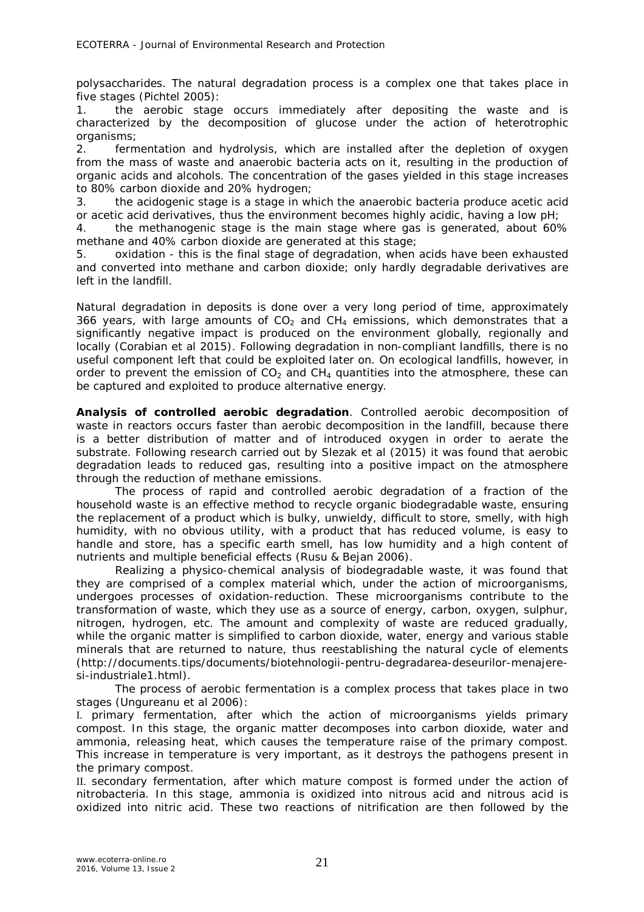polysaccharides. The natural degradation process is a complex one that takes place in five stages (Pichtel 2005):

1. the aerobic stage occurs immediately after depositing the waste and is characterized by the decomposition of glucose under the action of heterotrophic organisms;
2. fermentation and hydrolysis, which are installed after the depletion of oxygen from the mass of waste and anaerobic bacteria acts on it, resulting in the production of organic acids and alcohols. The concentration of the gases yielded in this stage increases to 80% carbon dioxide and 20% hydrogen;
3. the acidogenic stage is a stage in which the anaerobic bacteria produce acetic acid or acetic acid derivatives, thus the environment becomes highly acidic, having a low pH;
4. the methanogenic stage is the main stage where gas is generated, about 60% methane and 40% carbon dioxide are generated at this stage;
5. oxidation - this is the final stage of degradation, when acids have been exhausted and converted into methane and carbon dioxide; only hardly degradable derivatives are left in the landfill.

Natural degradation in deposits is done over a very long period of time, approximately 366 years, with large amounts of $CO_2$ and $CH_4$ emissions, which demonstrates that a significantly negative impact is produced on the environment globally, regionally and locally (Corabian et al 2015). Following degradation in non-compliant landfills, there is no useful component left that could be exploited later on. On ecological landfills, however, in order to prevent the emission of $CO_2$ and $CH_4$ quantities into the atmosphere, these can be captured and exploited to produce alternative energy.

**Analysis of controlled aerobic degradation**. Controlled aerobic decomposition of waste in reactors occurs faster than aerobic decomposition in the landfill, because there is a better distribution of matter and of introduced oxygen in order to aerate the substrate. Following research carried out by Slezak et al (2015) it was found that aerobic degradation leads to reduced gas, resulting into a positive impact on the atmosphere through the reduction of methane emissions.

The process of rapid and controlled aerobic degradation of a fraction of the household waste is an effective method to recycle organic biodegradable waste, ensuring the replacement of a product which is bulky, unwieldy, difficult to store, smelly, with high humidity, with no obvious utility, with a product that has reduced volume, is easy to handle and store, has a specific earth smell, has low humidity and a high content of nutrients and multiple beneficial effects (Rusu & Bejan 2006).

Realizing a physico-chemical analysis of biodegradable waste, it was found that they are comprised of a complex material which, under the action of microorganisms, undergoes processes of oxidation-reduction. These microorganisms contribute to the transformation of waste, which they use as a source of energy, carbon, oxygen, sulphur, nitrogen, hydrogen, etc. The amount and complexity of waste are reduced gradually, while the organic matter is simplified to carbon dioxide, water, energy and various stable minerals that are returned to nature, thus reestablishing the natural cycle of elements (http://documents.tips/documents/biotehnologii-pentru-degradarea-deseurilor-menajere-si-industriale1.html).

The process of aerobic fermentation is a complex process that takes place in two stages (Ungureanu et al 2006):

I. primary fermentation, after which the action of microorganisms yields primary compost. In this stage, the organic matter decomposes into carbon dioxide, water and ammonia, releasing heat, which causes the temperature raise of the primary compost. This increase in temperature is very important, as it destroys the pathogens present in the primary compost.

II. secondary fermentation, after which mature compost is formed under the action of nitrobacteria. In this stage, ammonia is oxidized into nitrous acid and nitrous acid is oxidized into nitric acid. These two reactions of nitrification are then followed by the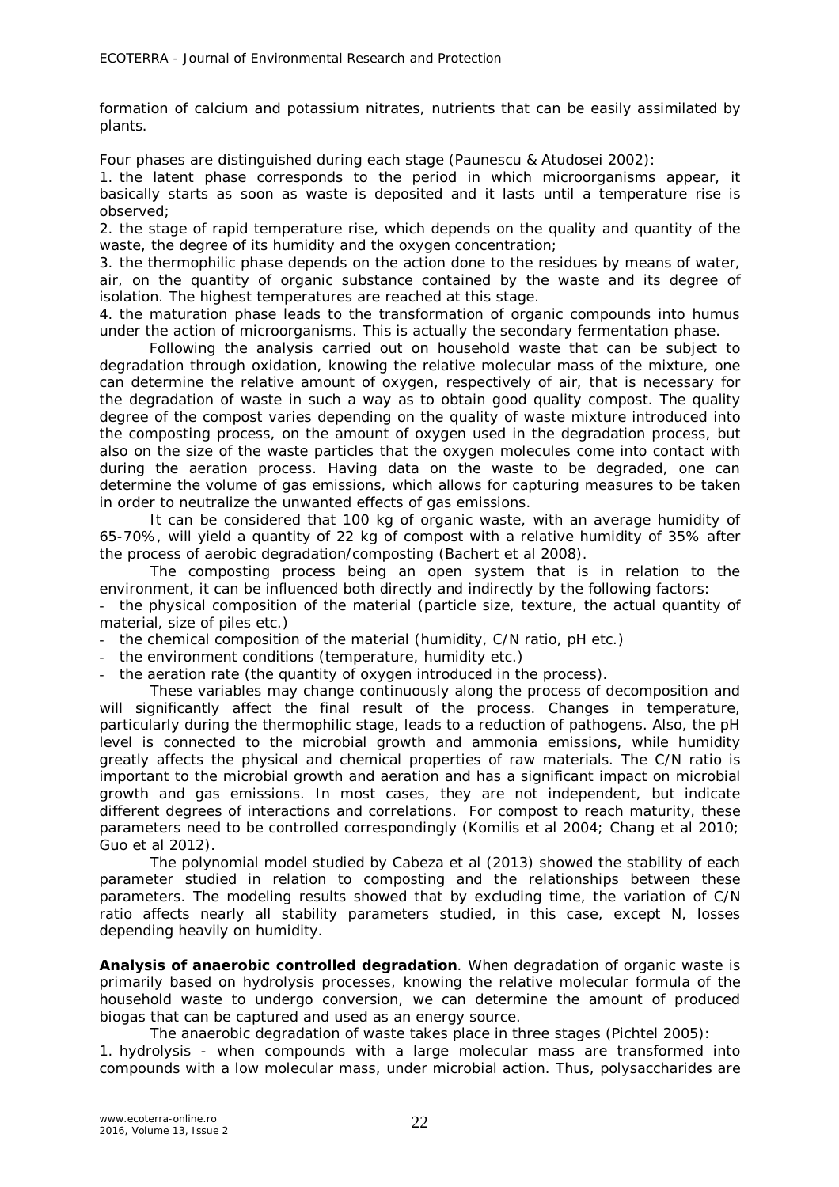formation of calcium and potassium nitrates, nutrients that can be easily assimilated by plants.

Four phases are distinguished during each stage (Paunescu & Atudosei 2002):

1. the latent phase corresponds to the period in which microorganisms appear, it basically starts as soon as waste is deposited and it lasts until a temperature rise is observed;
2. the stage of rapid temperature rise, which depends on the quality and quantity of the waste, the degree of its humidity and the oxygen concentration;
3. the thermophilic phase depends on the action done to the residues by means of water, air, on the quantity of organic substance contained by the waste and its degree of isolation. The highest temperatures are reached at this stage.
4. the maturation phase leads to the transformation of organic compounds into humus under the action of microorganisms. This is actually the secondary fermentation phase.

Following the analysis carried out on household waste that can be subject to degradation through oxidation, knowing the relative molecular mass of the mixture, one can determine the relative amount of oxygen, respectively of air, that is necessary for the degradation of waste in such a way as to obtain good quality compost. The quality degree of the compost varies depending on the quality of waste mixture introduced into the composting process, on the amount of oxygen used in the degradation process, but also on the size of the waste particles that the oxygen molecules come into contact with during the aeration process. Having data on the waste to be degraded, one can determine the volume of gas emissions, which allows for capturing measures to be taken in order to neutralize the unwanted effects of gas emissions.

It can be considered that 100 kg of organic waste, with an average humidity of 65-70%, will yield a quantity of 22 kg of compost with a relative humidity of 35% after the process of aerobic degradation/composting (Bachert et al 2008).

The composting process being an open system that is in relation to the environment, it can be influenced both directly and indirectly by the following factors:

- the physical composition of the material (particle size, texture, the actual quantity of material, size of piles etc.)
- the chemical composition of the material (humidity, C/N ratio, pH etc.)
- the environment conditions (temperature, humidity etc.)
- the aeration rate (the quantity of oxygen introduced in the process).

These variables may change continuously along the process of decomposition and will significantly affect the final result of the process. Changes in temperature, particularly during the thermophilic stage, leads to a reduction of pathogens. Also, the pH level is connected to the microbial growth and ammonia emissions, while humidity greatly affects the physical and chemical properties of raw materials. The C/N ratio is important to the microbial growth and aeration and has a significant impact on microbial growth and gas emissions. In most cases, they are not independent, but indicate different degrees of interactions and correlations. For compost to reach maturity, these parameters need to be controlled correspondingly (Komilis et al 2004; Chang et al 2010; Guo et al 2012).

The polynomial model studied by Cabeza et al (2013) showed the stability of each parameter studied in relation to composting and the relationships between these parameters. The modeling results showed that by excluding time, the variation of C/N ratio affects nearly all stability parameters studied, in this case, except N, losses depending heavily on humidity.

**Analysis of anaerobic controlled degradation**. When degradation of organic waste is primarily based on hydrolysis processes, knowing the relative molecular formula of the household waste to undergo conversion, we can determine the amount of produced biogas that can be captured and used as an energy source.

The anaerobic degradation of waste takes place in three stages (Pichtel 2005):

1. hydrolysis - when compounds with a large molecular mass are transformed into compounds with a low molecular mass, under microbial action. Thus, polysaccharides are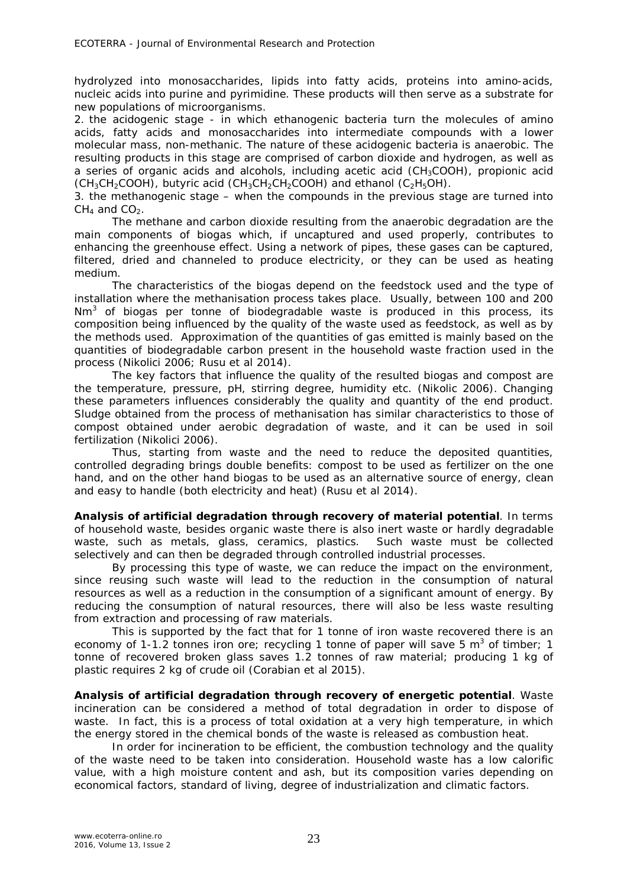hydrolyzed into monosaccharides, lipids into fatty acids, proteins into amino-acids, nucleic acids into purine and pyrimidine. These products will then serve as a substrate for new populations of microorganisms.

2. the acidogenic stage - in which ethanogenic bacteria turn the molecules of amino acids, fatty acids and monosaccharides into intermediate compounds with a lower molecular mass, non-methanic. The nature of these acidogenic bacteria is anaerobic. The resulting products in this stage are comprised of carbon dioxide and hydrogen, as well as a series of organic acids and alcohols, including acetic acid ($CH_3COOH$), propionic acid ($CH_3CH_2COOH$), butyric acid ($CH_3CH_2CH_2COOH$) and ethanol ($C_2H_5OH$).

3. the methanogenic stage – when the compounds in the previous stage are turned into $CH_4$ and $CO_2$.

The methane and carbon dioxide resulting from the anaerobic degradation are the main components of biogas which, if uncaptured and used properly, contributes to enhancing the greenhouse effect. Using a network of pipes, these gases can be captured, filtered, dried and channeled to produce electricity, or they can be used as heating medium.

The characteristics of the biogas depend on the feedstock used and the type of installation where the methanisation process takes place. Usually, between 100 and 200 $Nm^3$ of biogas per tonne of biodegradable waste is produced in this process, its composition being influenced by the quality of the waste used as feedstock, as well as by the methods used. Approximation of the quantities of gas emitted is mainly based on the quantities of biodegradable carbon present in the household waste fraction used in the process (Nikolici 2006; Rusu et al 2014).

The key factors that influence the quality of the resulted biogas and compost are the temperature, pressure, pH, stirring degree, humidity etc. (Nikolic 2006). Changing these parameters influences considerably the quality and quantity of the end product. Sludge obtained from the process of methanisation has similar characteristics to those of compost obtained under aerobic degradation of waste, and it can be used in soil fertilization (Nikolici 2006).

Thus, starting from waste and the need to reduce the deposited quantities, controlled degrading brings double benefits: compost to be used as fertilizer on the one hand, and on the other hand biogas to be used as an alternative source of energy, clean and easy to handle (both electricity and heat) (Rusu et al 2014).

**Analysis of artificial degradation through recovery of material potential**. In terms of household waste, besides organic waste there is also inert waste or hardly degradable waste, such as metals, glass, ceramics, plastics. Such waste must be collected selectively and can then be degraded through controlled industrial processes.

By processing this type of waste, we can reduce the impact on the environment, since reusing such waste will lead to the reduction in the consumption of natural resources as well as a reduction in the consumption of a significant amount of energy. By reducing the consumption of natural resources, there will also be less waste resulting from extraction and processing of raw materials.

This is supported by the fact that for 1 tonne of iron waste recovered there is an economy of 1-1.2 tonnes iron ore; recycling 1 tonne of paper will save 5 $m^3$ of timber; 1 tonne of recovered broken glass saves 1.2 tonnes of raw material; producing 1 kg of plastic requires 2 kg of crude oil (Corabian et al 2015).

**Analysis of artificial degradation through recovery of energetic potential**. Waste incineration can be considered a method of total degradation in order to dispose of waste. In fact, this is a process of total oxidation at a very high temperature, in which the energy stored in the chemical bonds of the waste is released as combustion heat.

In order for incineration to be efficient, the combustion technology and the quality of the waste need to be taken into consideration. Household waste has a low calorific value, with a high moisture content and ash, but its composition varies depending on economical factors, standard of living, degree of industrialization and climatic factors.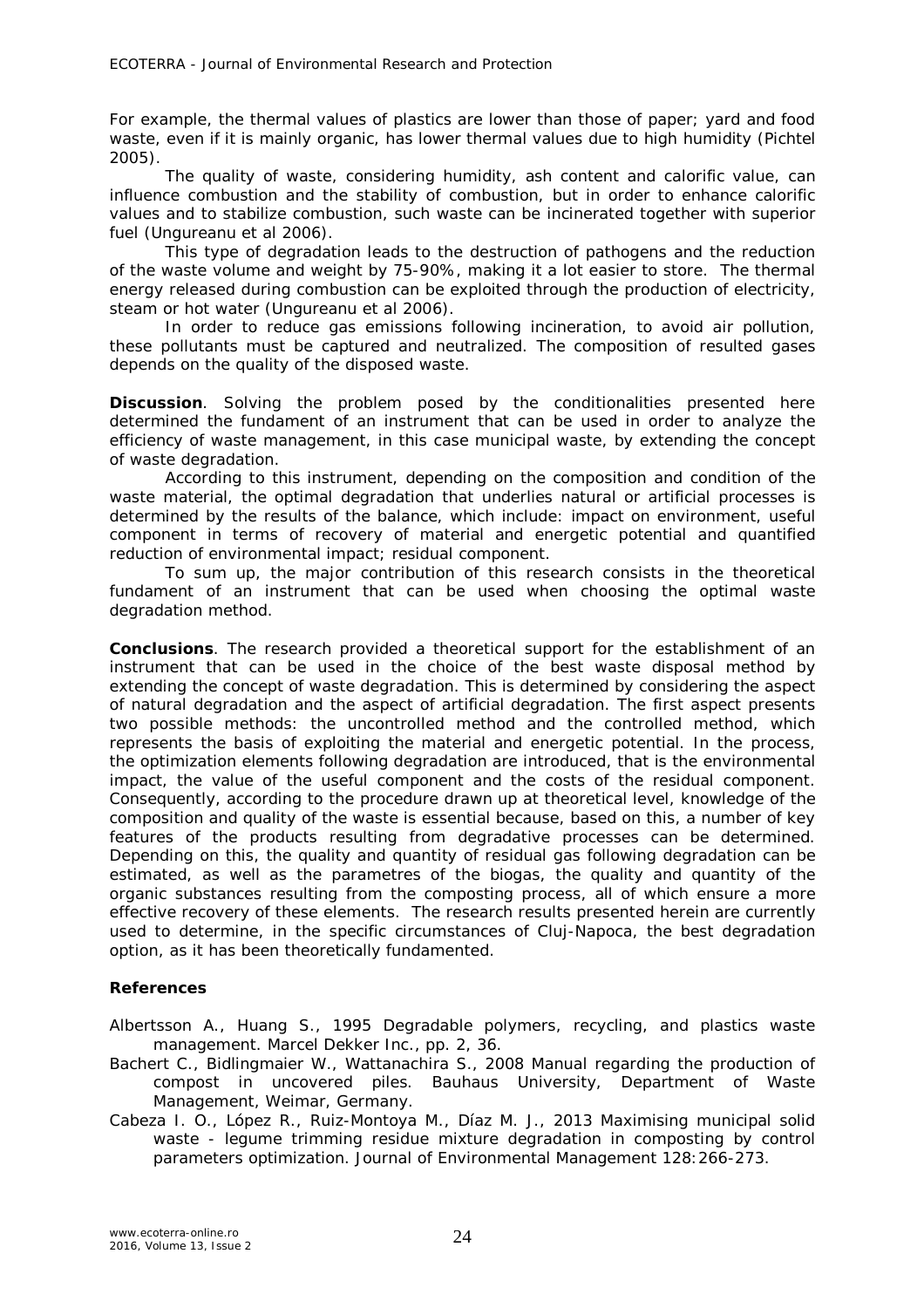For example, the thermal values of plastics are lower than those of paper; yard and food waste, even if it is mainly organic, has lower thermal values due to high humidity (Pichtel 2005).

The quality of waste, considering humidity, ash content and calorific value, can influence combustion and the stability of combustion, but in order to enhance calorific values and to stabilize combustion, such waste can be incinerated together with superior fuel (Ungureanu et al 2006).

This type of degradation leads to the destruction of pathogens and the reduction of the waste volume and weight by 75-90%, making it a lot easier to store. The thermal energy released during combustion can be exploited through the production of electricity, steam or hot water (Ungureanu et al 2006).

In order to reduce gas emissions following incineration, to avoid air pollution, these pollutants must be captured and neutralized. The composition of resulted gases depends on the quality of the disposed waste.

**Discussion**. Solving the problem posed by the conditionalities presented here determined the fundament of an instrument that can be used in order to analyze the efficiency of waste management, in this case municipal waste, by extending the concept of waste degradation.

According to this instrument, depending on the composition and condition of the waste material, the optimal degradation that underlies natural or artificial processes is determined by the results of the balance, which include: impact on environment, useful component in terms of recovery of material and energetic potential and quantified reduction of environmental impact; residual component.

To sum up, the major contribution of this research consists in the theoretical fundament of an instrument that can be used when choosing the optimal waste degradation method.

**Conclusions**. The research provided a theoretical support for the establishment of an instrument that can be used in the choice of the best waste disposal method by extending the concept of waste degradation. This is determined by considering the aspect of natural degradation and the aspect of artificial degradation. The first aspect presents two possible methods: the uncontrolled method and the controlled method, which represents the basis of exploiting the material and energetic potential. In the process, the optimization elements following degradation are introduced, that is the environmental impact, the value of the useful component and the costs of the residual component. Consequently, according to the procedure drawn up at theoretical level, knowledge of the composition and quality of the waste is essential because, based on this, a number of key features of the products resulting from degradative processes can be determined. Depending on this, the quality and quantity of residual gas following degradation can be estimated, as well as the parametres of the biogas, the quality and quantity of the organic substances resulting from the composting process, all of which ensure a more effective recovery of these elements. The research results presented herein are currently used to determine, in the specific circumstances of Cluj-Napoca, the best degradation option, as it has been theoretically fundamented.

**References**

Albertsson A., Huang S., 1995 Degradable polymers, recycling, and plastics waste management. Marcel Dekker Inc., pp. 2, 36.

Bachert C., Bidlingmaier W., Wattanachira S., 2008 Manual regarding the production of compost in uncovered piles. Bauhaus University, Department of Waste Management, Weimar, Germany.

Cabeza I. O., López R., Ruiz-Montoya M., Díaz M. J., 2013 Maximising municipal solid waste - legume trimming residue mixture degradation in composting by control parameters optimization. Journal of Environmental Management 128:266-273.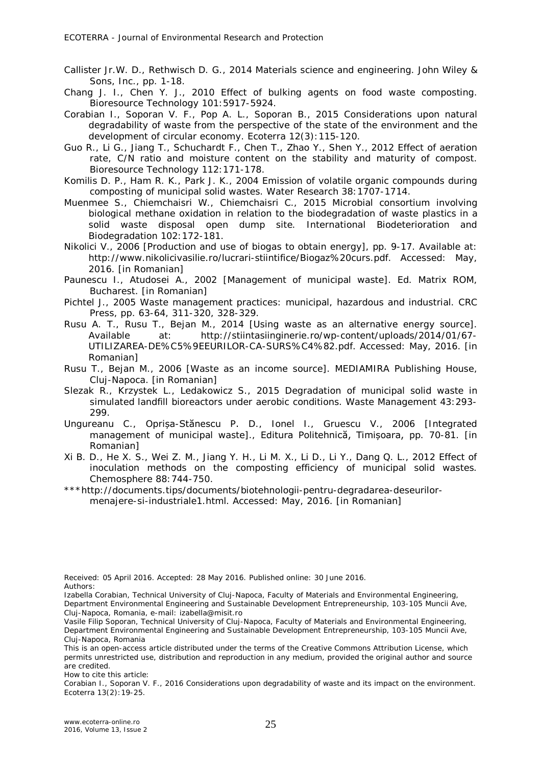Callister Jr.W. D., Rethwisch D. G., 2014 Materials science and engineering. John Wiley & Sons, Inc., pp. 1-18.

Chang J. I., Chen Y. J., 2010 Effect of bulking agents on food waste composting. Bioresource Technology 101:5917-5924.

Corabian I., Soporan V. F., Pop A. L., Soporan B., 2015 Considerations upon natural degradability of waste from the perspective of the state of the environment and the development of circular economy. Ecoterra 12(3):115-120.

Guo R., Li G., Jiang T., Schuchardt F., Chen T., Zhao Y., Shen Y., 2012 Effect of aeration rate, C/N ratio and moisture content on the stability and maturity of compost. Bioresource Technology 112:171-178.

Komilis D. P., Ham R. K., Park J. K., 2004 Emission of volatile organic compounds during composting of municipal solid wastes. Water Research 38:1707-1714.

Muenmee S., Chiemchaisri W., Chiemchaisri C., 2015 Microbial consortium involving biological methane oxidation in relation to the biodegradation of waste plastics in a solid waste disposal open dump site. International Biodeterioration and Biodegradation 102:172-181.

Nikolici V., 2006 [Production and use of biogas to obtain energy], pp. 9-17. Available at: http://www.nikolicivasilie.ro/lucrari-stiintifice/Biogaz%20curs.pdf. Accessed: May, 2016. [in Romanian]

Paunescu I., Atudosei A., 2002 [Management of municipal waste]. Ed. Matrix ROM, Bucharest. [in Romanian]

Pichtel J., 2005 Waste management practices: municipal, hazardous and industrial. CRC Press, pp. 63-64, 311-320, 328-329.

Rusu A. T., Rusu T., Bejan M., 2014 [Using waste as an alternative energy source]. Available at: http://stiintasiinginerie.ro/wp-content/uploads/2014/01/67-UTILIZAREA-DE%C5%9EEURILOR-CA-SURS%C4%82.pdf. Accessed: May, 2016. [in Romanian]

Rusu T., Bejan M., 2006 [Waste as an income source]. MEDIAMIRA Publishing House, Cluj-Napoca. [in Romanian]

Slezak R., Krzystek L., Ledakowicz S., 2015 Degradation of municipal solid waste in simulated landfill bioreactors under aerobic conditions. Waste Management 43:293-299.

Ungureanu C., Oprișa-Stănescu P. D., Ionel I., Gruescu V., 2006 [Integrated management of municipal waste]., Editura Politehnică, Timișoara, pp. 70-81. [in Romanian]

Xi B. D., He X. S., Wei Z. M., Jiang Y. H., Li M. X., Li D., Li Y., Dang Q. L., 2012 Effect of inoculation methods on the composting efficiency of municipal solid wastes. Chemosphere 88:744-750.

***http://documents.tips/documents/biotehnologii-pentru-degradarea-deseurilor-menajere-si-industriale1.html. Accessed: May, 2016. [in Romanian]

Received: 05 April 2016. Accepted: 28 May 2016. Published online: 30 June 2016.

Authors:

Izabella Corabian, Technical University of Cluj-Napoca, Faculty of Materials and Environmental Engineering, Department Environmental Engineering and Sustainable Development Entrepreneurship, 103-105 Muncii Ave, Cluj-Napoca, Romania, e-mail: izabella@misit.ro

Vasile Filip Soporan, Technical University of Cluj-Napoca, Faculty of Materials and Environmental Engineering, Department Environmental Engineering and Sustainable Development Entrepreneurship, 103-105 Muncii Ave, Cluj-Napoca, Romania

This is an open-access article distributed under the terms of the Creative Commons Attribution License, which permits unrestricted use, distribution and reproduction in any medium, provided the original author and source are credited.

How to cite this article:

Corabian I., Soporan V. F., 2016 Considerations upon degradability of waste and its impact on the environment. Ecoterra 13(2):19-25.